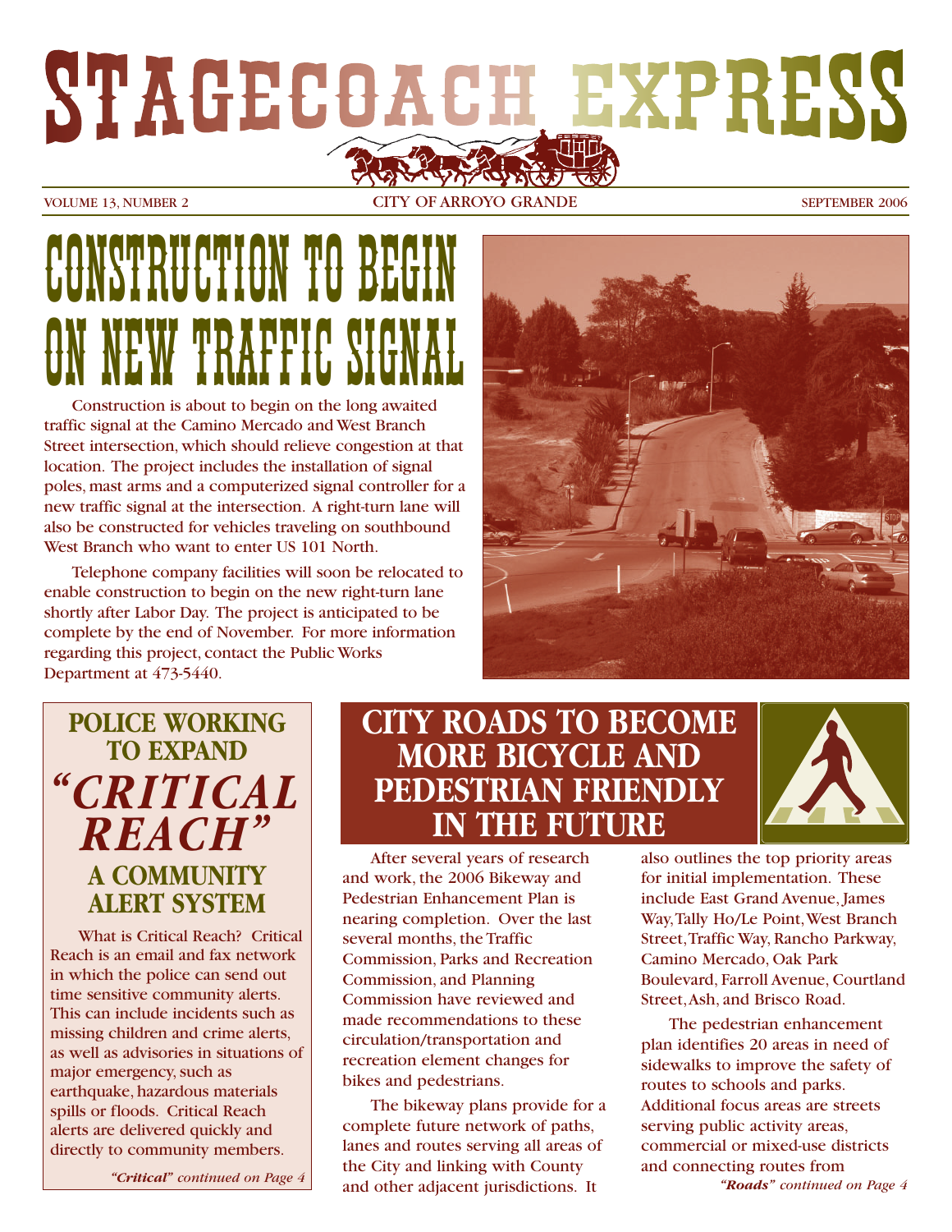# STAGECOACH EXPRESS

VOLUME 13, NUMBER 2 — CITY OF ARROYO GRANDE — SEPTEMBER 2006

## CONSTRUCTION TO BEGIN ON NEW TRAFFIC SIGNAL

Construction is about to begin on the long awaited traffic signal at the Camino Mercado and West Branch Street intersection, which should relieve congestion at that location. The project includes the installation of signal poles, mast arms and a computerized signal controller for a new traffic signal at the intersection. A right-turn lane will also be constructed for vehicles traveling on southbound West Branch who want to enter US 101 North.

Telephone company facilities will soon be relocated to enable construction to begin on the new right-turn lane shortly after Labor Day. The project is anticipated to be complete by the end of November. For more information regarding this project, contact the Public Works Department at 473-5440.

## POLICE WORKING TO EXPAND *"CRITICAL REACH"* A COMMUNITY ALERT SYSTEM

What is Critical Reach? Critical Reach is an email and fax network in which the police can send out time sensitive community alerts. This can include incidents such as missing children and crime alerts, as well as advisories in situations of major emergency, such as earthquake, hazardous materials spills or floods. Critical Reach alerts are delivered quickly and directly to community members.

***"Critical"** continued on Page 4*

## CITY ROADS TO BECOME MORE BICYCLE AND PEDESTRIAN FRIENDLY IN THE FUTURE

After several years of research and work, the 2006 Bikeway and Pedestrian Enhancement Plan is nearing completion. Over the last several months, the Traffic Commission, Parks and Recreation Commission, and Planning Commission have reviewed and made recommendations to these circulation/transportation and recreation element changes for bikes and pedestrians.

The bikeway plans provide for a complete future network of paths, lanes and routes serving all areas of the City and linking with County and other adjacent jurisdictions. It also outlines the top priority areas for initial implementation. These include East Grand Avenue, James Way, Tally Ho/Le Point, West Branch Street, Traffic Way, Rancho Parkway, Camino Mercado, Oak Park Boulevard, Farroll Avenue, Courtland Street, Ash, and Brisco Road.

The pedestrian enhancement plan identifies 20 areas in need of sidewalks to improve the safety of routes to schools and parks. Additional focus areas are streets serving public activity areas, commercial or mixed-use districts and connecting routes from

***"Roads"** continued on Page 4*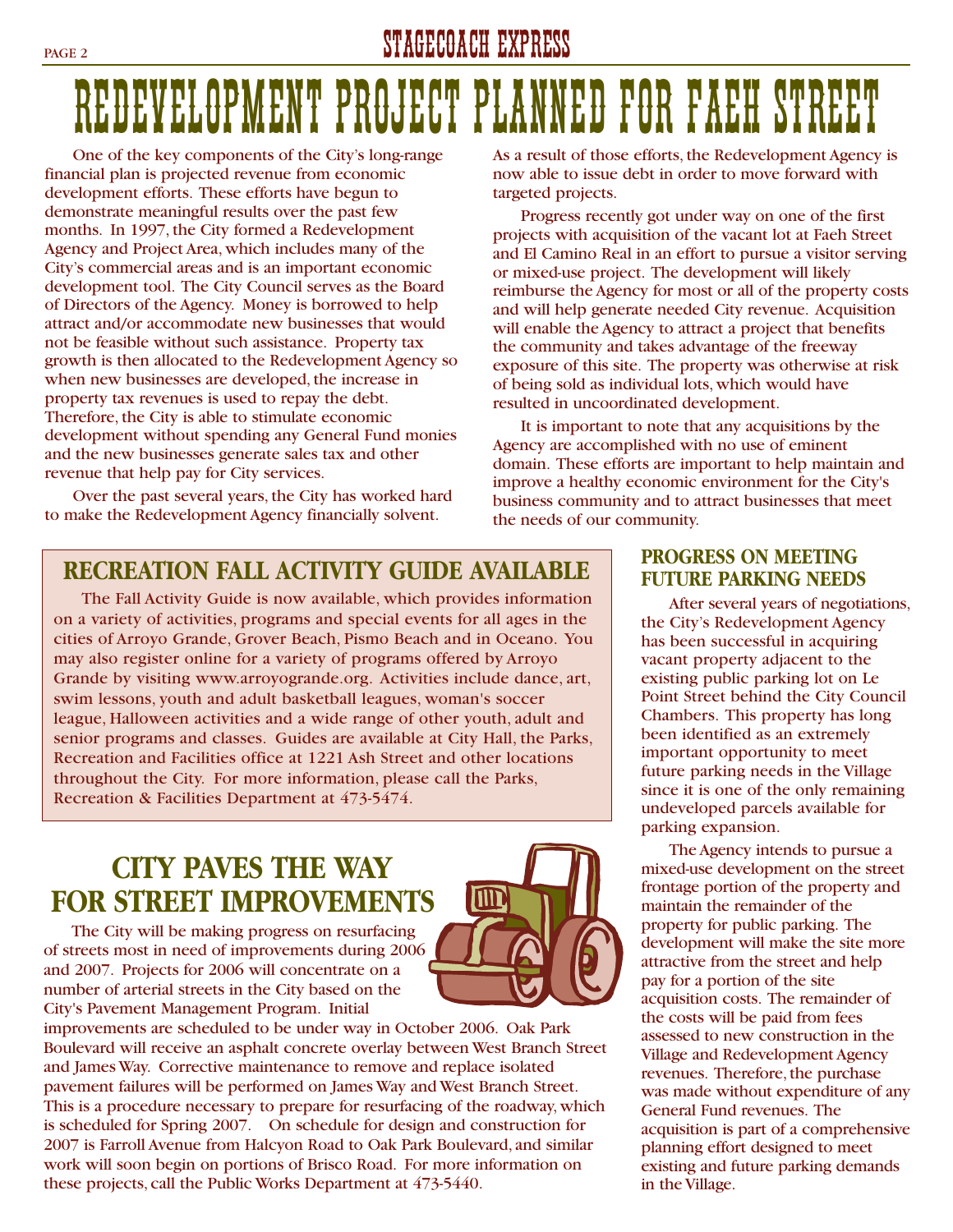# REDEVELOPMENT PROJECT PLANNED FOR FAEH STREET

One of the key components of the City's long-range financial plan is projected revenue from economic development efforts. These efforts have begun to demonstrate meaningful results over the past few months. In 1997, the City formed a Redevelopment Agency and Project Area, which includes many of the City's commercial areas and is an important economic development tool. The City Council serves as the Board of Directors of the Agency. Money is borrowed to help attract and/or accommodate new businesses that would not be feasible without such assistance. Property tax growth is then allocated to the Redevelopment Agency so when new businesses are developed, the increase in property tax revenues is used to repay the debt. Therefore, the City is able to stimulate economic development without spending any General Fund monies and the new businesses generate sales tax and other revenue that help pay for City services.

Over the past several years, the City has worked hard to make the Redevelopment Agency financially solvent. As a result of those efforts, the Redevelopment Agency is now able to issue debt in order to move forward with targeted projects.

Progress recently got under way on one of the first projects with acquisition of the vacant lot at Faeh Street and El Camino Real in an effort to pursue a visitor serving or mixed-use project. The development will likely reimburse the Agency for most or all of the property costs and will help generate needed City revenue. Acquisition will enable the Agency to attract a project that benefits the community and takes advantage of the freeway exposure of this site. The property was otherwise at risk of being sold as individual lots, which would have resulted in uncoordinated development.

It is important to note that any acquisitions by the Agency are accomplished with no use of eminent domain. These efforts are important to help maintain and improve a healthy economic environment for the City's business community and to attract businesses that meet the needs of our community.

## RECREATION FALL ACTIVITY GUIDE AVAILABLE

The Fall Activity Guide is now available, which provides information on a variety of activities, programs and special events for all ages in the cities of Arroyo Grande, Grover Beach, Pismo Beach and in Oceano. You may also register online for a variety of programs offered by Arroyo Grande by visiting www.arroyogrande.org. Activities include dance, art, swim lessons, youth and adult basketball leagues, woman's soccer league, Halloween activities and a wide range of other youth, adult and senior programs and classes. Guides are available at City Hall, the Parks, Recreation and Facilities office at 1221 Ash Street and other locations throughout the City. For more information, please call the Parks, Recreation & Facilities Department at 473-5474.

## CITY PAVES THE WAY FOR STREET IMPROVEMENTS

The City will be making progress on resurfacing of streets most in need of improvements during 2006 and 2007. Projects for 2006 will concentrate on a number of arterial streets in the City based on the City's Pavement Management Program. Initial improvements are scheduled to be under way in October 2006. Oak Park Boulevard will receive an asphalt concrete overlay between West Branch Street and James Way. Corrective maintenance to remove and replace isolated pavement failures will be performed on James Way and West Branch Street. This is a procedure necessary to prepare for resurfacing of the roadway, which is scheduled for Spring 2007. On schedule for design and construction for 2007 is Farroll Avenue from Halcyon Road to Oak Park Boulevard, and similar work will soon begin on portions of Brisco Road. For more information on these projects, call the Public Works Department at 473-5440.

## PROGRESS ON MEETING FUTURE PARKING NEEDS

After several years of negotiations, the City's Redevelopment Agency has been successful in acquiring vacant property adjacent to the existing public parking lot on Le Point Street behind the City Council Chambers. This property has long been identified as an extremely important opportunity to meet future parking needs in the Village since it is one of the only remaining undeveloped parcels available for parking expansion.

The Agency intends to pursue a mixed-use development on the street frontage portion of the property and maintain the remainder of the property for public parking. The development will make the site more attractive from the street and help pay for a portion of the site acquisition costs. The remainder of the costs will be paid from fees assessed to new construction in the Village and Redevelopment Agency revenues. Therefore, the purchase was made without expenditure of any General Fund revenues. The acquisition is part of a comprehensive planning effort designed to meet existing and future parking demands in the Village.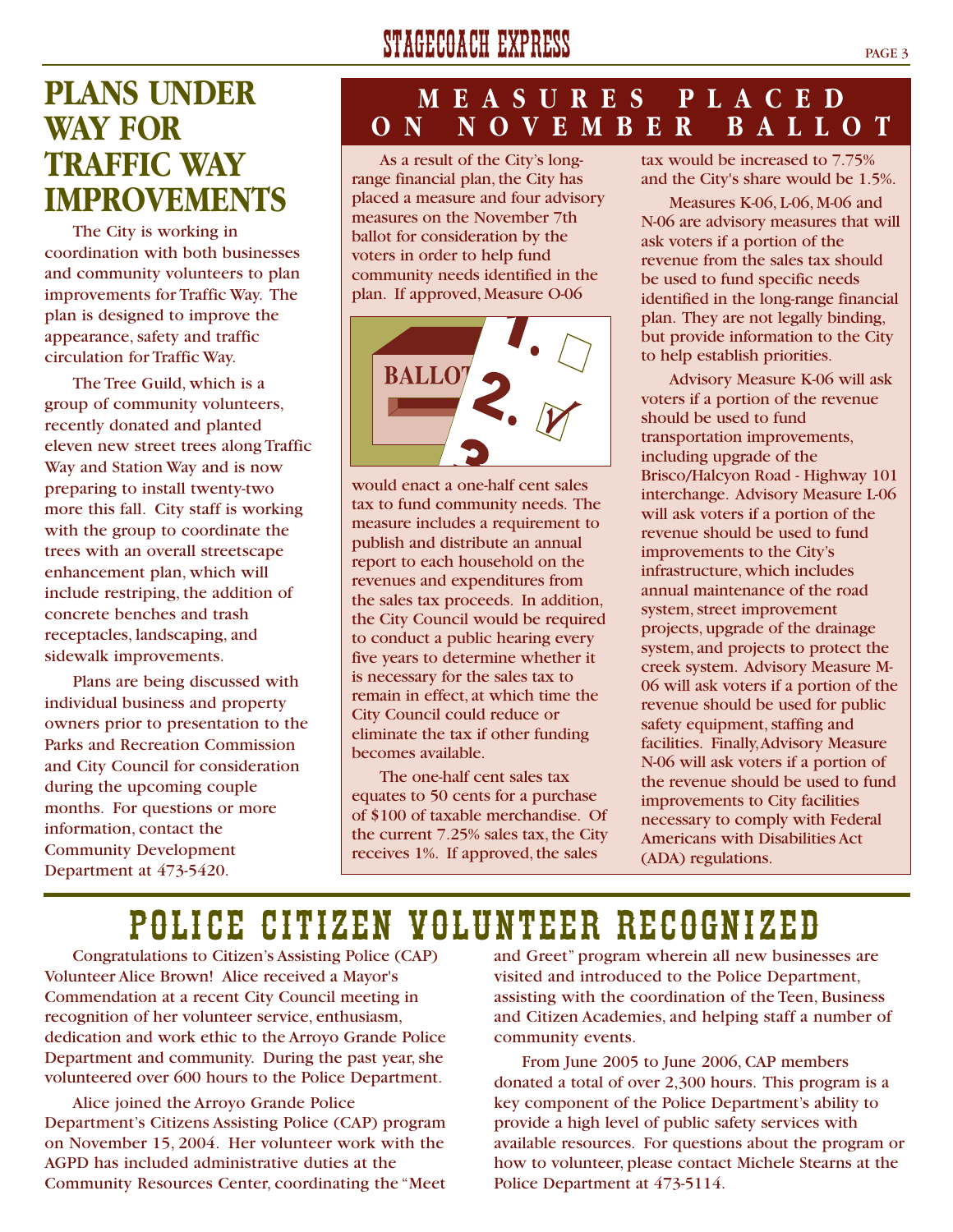# PLANS UNDER WAY FOR TRAFFIC WAY IMPROVEMENTS

The City is working in coordination with both businesses and community volunteers to plan improvements for Traffic Way. The plan is designed to improve the appearance, safety and traffic circulation for Traffic Way.

The Tree Guild, which is a group of community volunteers, recently donated and planted eleven new street trees along Traffic Way and Station Way and is now preparing to install twenty-two more this fall. City staff is working with the group to coordinate the trees with an overall streetscape enhancement plan, which will include restriping, the addition of concrete benches and trash receptacles, landscaping, and sidewalk improvements.

Plans are being discussed with individual business and property owners prior to presentation to the Parks and Recreation Commission and City Council for consideration during the upcoming couple months. For questions or more information, contact the Community Development Department at 473-5420.

# MEASURES PLACED ON NOVEMBER BALLOT

As a result of the City's long-range financial plan, the City has placed a measure and four advisory measures on the November 7th ballot for consideration by the voters in order to help fund community needs identified in the plan. If approved, Measure O-06 would enact a one-half cent sales tax to fund community needs. The measure includes a requirement to publish and distribute an annual report to each household on the revenues and expenditures from the sales tax proceeds. In addition, the City Council would be required to conduct a public hearing every five years to determine whether it is necessary for the sales tax to remain in effect, at which time the City Council could reduce or eliminate the tax if other funding becomes available.

The one-half cent sales tax equates to 50 cents for a purchase of $100 of taxable merchandise. Of the current 7.25% sales tax, the City receives 1%. If approved, the sales tax would be increased to 7.75% and the City's share would be 1.5%.

Measures K-06, L-06, M-06 and N-06 are advisory measures that will ask voters if a portion of the revenue from the sales tax should be used to fund specific needs identified in the long-range financial plan. They are not legally binding, but provide information to the City to help establish priorities.

Advisory Measure K-06 will ask voters if a portion of the revenue should be used to fund transportation improvements, including upgrade of the Brisco/Halcyon Road - Highway 101 interchange. Advisory Measure L-06 will ask voters if a portion of the revenue should be used to fund improvements to the City's infrastructure, which includes annual maintenance of the road system, street improvement projects, upgrade of the drainage system, and projects to protect the creek system. Advisory Measure M-06 will ask voters if a portion of the revenue should be used for public safety equipment, staffing and facilities. Finally, Advisory Measure N-06 will ask voters if a portion of the revenue should be used to fund improvements to City facilities necessary to comply with Federal Americans with Disabilities Act (ADA) regulations.

# POLICE CITIZEN VOLUNTEER RECOGNIZED

Congratulations to Citizen's Assisting Police (CAP) Volunteer Alice Brown! Alice received a Mayor's Commendation at a recent City Council meeting in recognition of her volunteer service, enthusiasm, dedication and work ethic to the Arroyo Grande Police Department and community. During the past year, she volunteered over 600 hours to the Police Department.

Alice joined the Arroyo Grande Police Department's Citizens Assisting Police (CAP) program on November 15, 2004. Her volunteer work with the AGPD has included administrative duties at the Community Resources Center, coordinating the "Meet and Greet" program wherein all new businesses are visited and introduced to the Police Department, assisting with the coordination of the Teen, Business and Citizen Academies, and helping staff a number of community events.

From June 2005 to June 2006, CAP members donated a total of over 2,300 hours. This program is a key component of the Police Department's ability to provide a high level of public safety services with available resources. For questions about the program or how to volunteer, please contact Michele Stearns at the Police Department at 473-5114.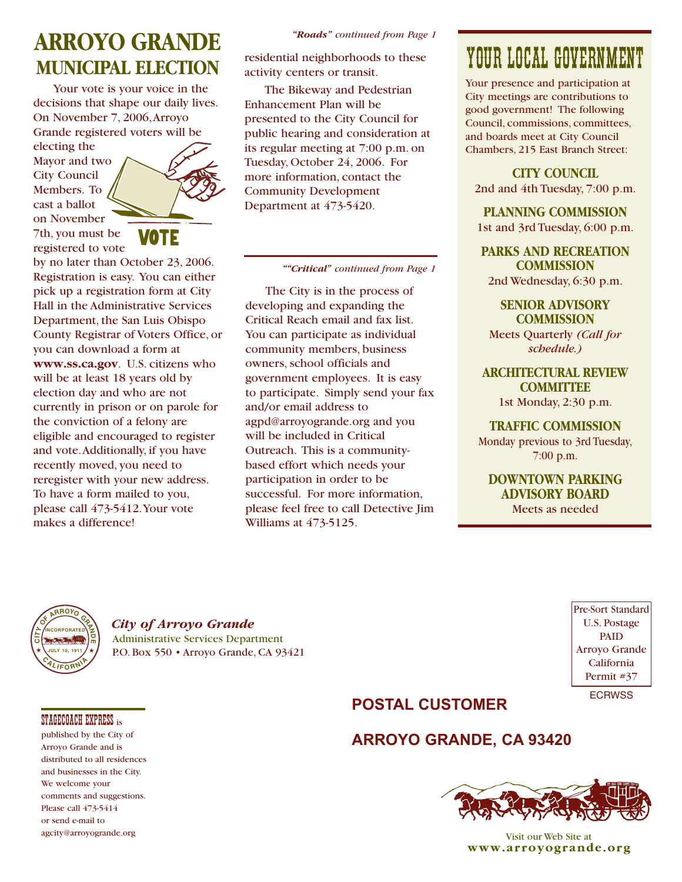# ARROYO GRANDE MUNICIPAL ELECTION

Your vote is your voice in the decisions that shape our daily lives. On November 7, 2006, Arroyo Grande registered voters will be electing the Mayor and two City Council Members. To cast a ballot on November 7th, you must be registered to vote by no later than October 23, 2006. Registration is easy. You can either pick up a registration form at City Hall in the Administrative Services Department, the San Luis Obispo County Registrar of Voters Office, or you can download a form at **www.ss.ca.gov**. U.S. citizens who will be at least 18 years old by election day and who are not currently in prison or on parole for the conviction of a felony are eligible and encouraged to register and vote. Additionally, if you have recently moved, you need to reregister with your new address. To have a form mailed to you, please call 473-5412. Your vote makes a difference!

VOTE

***"Roads"** continued from Page 1*

residential neighborhoods to these activity centers or transit.

The Bikeway and Pedestrian Enhancement Plan will be presented to the City Council for public hearing and consideration at its regular meeting at 7:00 p.m. on Tuesday, October 24, 2006. For more information, contact the Community Development Department at 473-5420.

***""Critical"** continued from Page 1*

The City is in the process of developing and expanding the Critical Reach email and fax list. You can participate as individual community members, business owners, school officials and government employees. It is easy to participate. Simply send your fax and/or email address to agpd@arroyogrande.org and you will be included in Critical Outreach. This is a community-based effort which needs your participation in order to be successful. For more information, please feel free to call Detective Jim Williams at 473-5125.

## YOUR LOCAL GOVERNMENT

Your presence and participation at City meetings are contributions to good government! The following Council, commissions, committees, and boards meet at City Council Chambers, 215 East Branch Street:

**CITY COUNCIL**
2nd and 4th Tuesday, 7:00 p.m.

**PLANNING COMMISSION**
1st and 3rd Tuesday, 6:00 p.m.

**PARKS AND RECREATION COMMISSION**
2nd Wednesday, 6:30 p.m.

**SENIOR ADVISORY COMMISSION**
Meets Quarterly *(Call for schedule.)*

**ARCHITECTURAL REVIEW COMMITTEE**
1st Monday, 2:30 p.m.

**TRAFFIC COMMISSION**
Monday previous to 3rd Tuesday, 7:00 p.m.

**DOWNTOWN PARKING ADVISORY BOARD**
Meets as needed

CITY OF ARROYO GRANDE
INCORPORATED
JULY 10, 1911
CALIFORNIA

***City of Arroyo Grande***
Administrative Services Department
P.O. Box 550 • Arroyo Grande, CA 93421

Pre-Sort Standard
U.S. Postage
PAID
Arroyo Grande
California
Permit #37

ECRWSS

**POSTAL CUSTOMER**

**ARROYO GRANDE, CA 93420**

STAGECOACH EXPRESS is published by the City of Arroyo Grande and is distributed to all residences and businesses in the City. We welcome your comments and suggestions. Please call 473-5414 or send e-mail to agcity@arroyogrande.org

Visit our Web Site at
**www.arroyogrande.org**